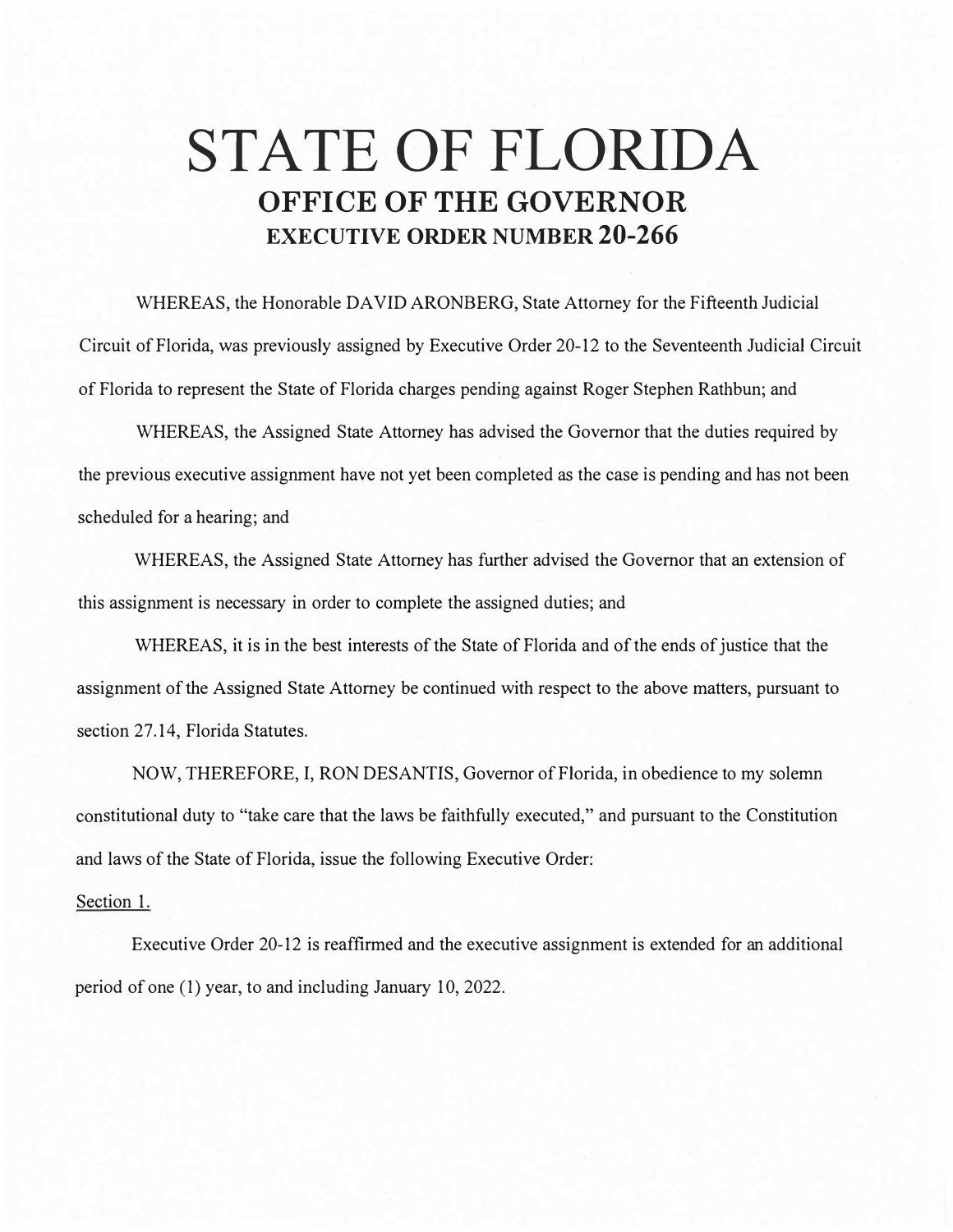# STATE OF FLORIDA

## OFFICE OF THE GOVERNOR

### EXECUTIVE ORDER NUMBER 20-266

WHEREAS, the Honorable DAVID ARONBERG, State Attorney for the Fifteenth Judicial Circuit of Florida, was previously assigned by Executive Order 20-12 to the Seventeenth Judicial Circuit of Florida to represent the State of Florida charges pending against Roger Stephen Rathbun; and

WHEREAS, the Assigned State Attorney has advised the Governor that the duties required by the previous executive assignment have not yet been completed as the case is pending and has not been scheduled for a hearing; and

WHEREAS, the Assigned State Attorney has further advised the Governor that an extension of this assignment is necessary in order to complete the assigned duties; and

WHEREAS, it is in the best interests of the State of Florida and of the ends of justice that the assignment of the Assigned State Attorney be continued with respect to the above matters, pursuant to section 27.14, Florida Statutes.

NOW, THEREFORE, I, RON DESANTIS, Governor of Florida, in obedience to my solemn constitutional duty to "take care that the laws be faithfully executed," and pursuant to the Constitution and laws of the State of Florida, issue the following Executive Order:

Section 1.

Executive Order 20-12 is reaffirmed and the executive assignment is extended for an additional period of one (1) year, to and including January 10, 2022.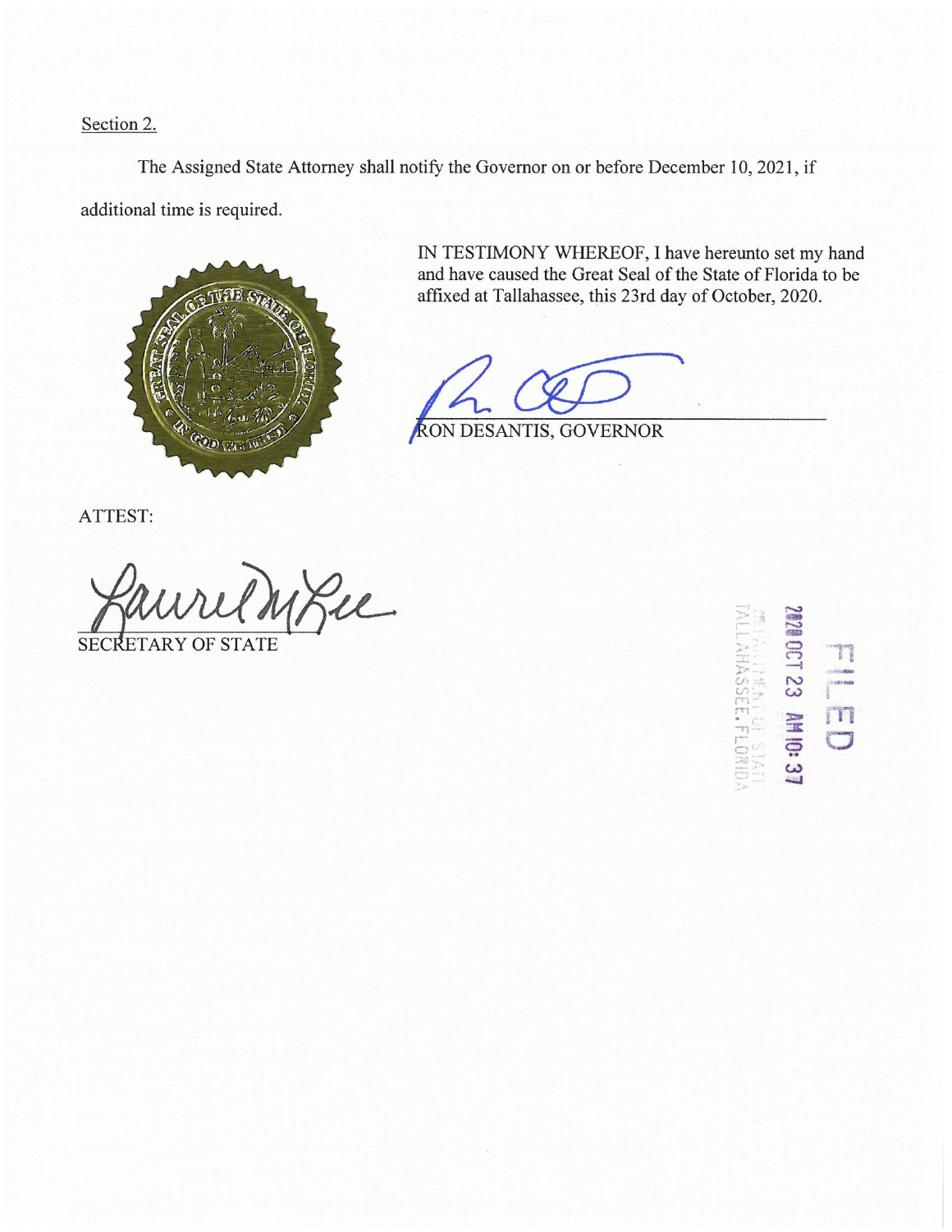Section 2.

The Assigned State Attorney shall notify the Governor on or before December 10, 2021, if additional time is required.

IN TESTIMONY WHEREOF, I have hereunto set my hand and have caused the Great Seal of the State of Florida to be affixed at Tallahassee, this 23rd day of October, 2020.

RON DESANTIS, GOVERNOR

ATTEST:

SECRETARY OF STATE

FILED

2020 OCT 23 AM 10:37

DEPARTMENT OF STATE
TALLAHASSEE, FLORIDA